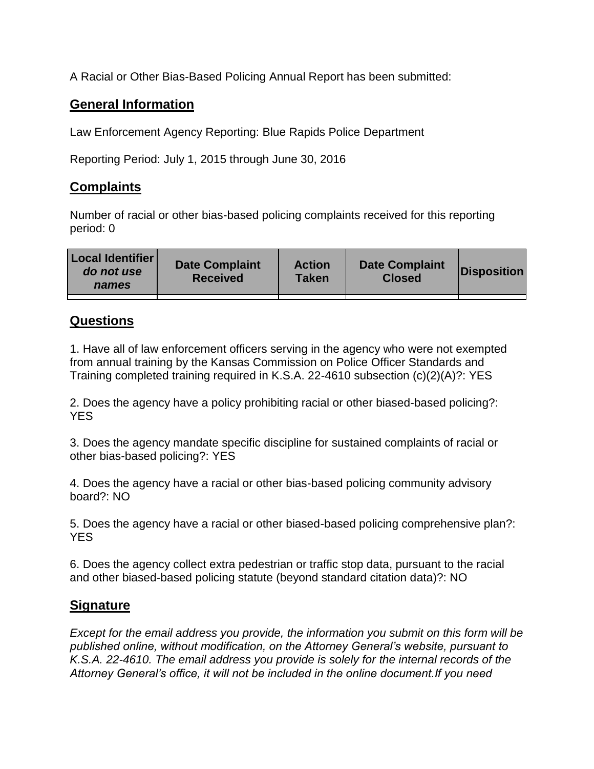A Racial or Other Bias-Based Policing Annual Report has been submitted:

## General Information

Law Enforcement Agency Reporting: Blue Rapids Police Department

Reporting Period: July 1, 2015 through June 30, 2016

## Complaints

Number of racial or other bias-based policing complaints received for this reporting period: 0

| Local Identifier *do not use names* | Date Complaint Received | Action Taken | Date Complaint Closed | Disposition |
|---|---|---|---|---|
| | | | | |

## Questions

1. Have all of law enforcement officers serving in the agency who were not exempted from annual training by the Kansas Commission on Police Officer Standards and Training completed training required in K.S.A. 22-4610 subsection (c)(2)(A)?: YES

2. Does the agency have a policy prohibiting racial or other biased-based policing?: YES

3. Does the agency mandate specific discipline for sustained complaints of racial or other bias-based policing?: YES

4. Does the agency have a racial or other bias-based policing community advisory board?: NO

5. Does the agency have a racial or other biased-based policing comprehensive plan?: YES

6. Does the agency collect extra pedestrian or traffic stop data, pursuant to the racial and other biased-based policing statute (beyond standard citation data)?: NO

## Signature

*Except for the email address you provide, the information you submit on this form will be published online, without modification, on the Attorney General's website, pursuant to K.S.A. 22-4610. The email address you provide is solely for the internal records of the Attorney General's office, it will not be included in the online document.If you need*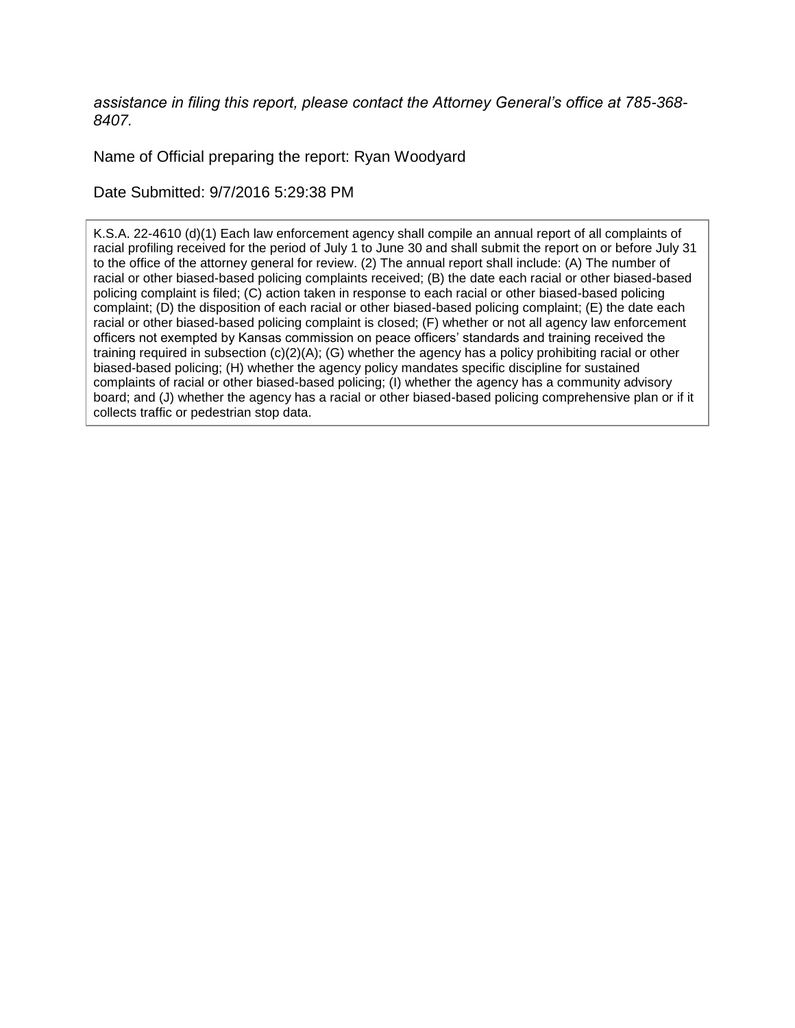*assistance in filing this report, please contact the Attorney General's office at 785-368-8407.*

Name of Official preparing the report: Ryan Woodyard

Date Submitted: 9/7/2016 5:29:38 PM

K.S.A. 22-4610 (d)(1) Each law enforcement agency shall compile an annual report of all complaints of racial profiling received for the period of July 1 to June 30 and shall submit the report on or before July 31 to the office of the attorney general for review. (2) The annual report shall include: (A) The number of racial or other biased-based policing complaints received; (B) the date each racial or other biased-based policing complaint is filed; (C) action taken in response to each racial or other biased-based policing complaint; (D) the disposition of each racial or other biased-based policing complaint; (E) the date each racial or other biased-based policing complaint is closed; (F) whether or not all agency law enforcement officers not exempted by Kansas commission on peace officers' standards and training received the training required in subsection (c)(2)(A); (G) whether the agency has a policy prohibiting racial or other biased-based policing; (H) whether the agency policy mandates specific discipline for sustained complaints of racial or other biased-based policing; (I) whether the agency has a community advisory board; and (J) whether the agency has a racial or other biased-based policing comprehensive plan or if it collects traffic or pedestrian stop data.